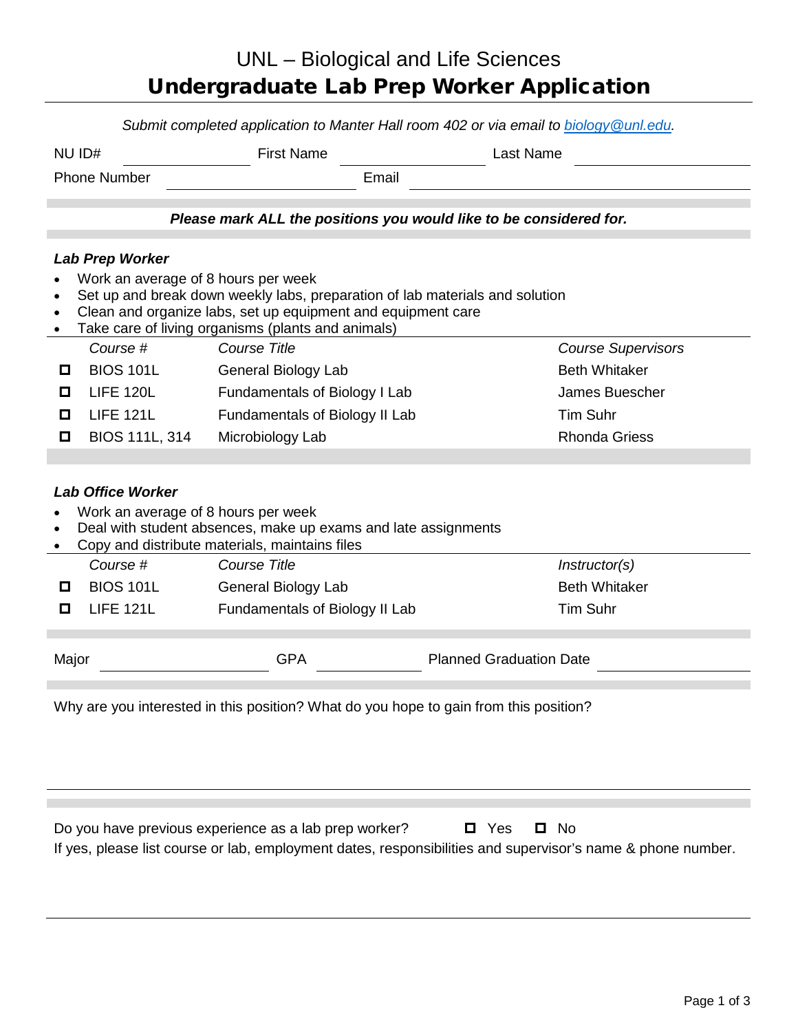# UNL – Biological and Life Sciences

## Undergraduate Lab Prep Worker Application

*Submit completed application to Manter Hall room 402 or via email to biology@unl.edu.*

NU ID# ____________ First Name ____________ Last Name ____________

Phone Number ____________ Email ____________

***Please mark ALL the positions you would like to be considered for.***

### *Lab Prep Worker*

- Work an average of 8 hours per week
- Set up and break down weekly labs, preparation of lab materials and solution
- Clean and organize labs, set up equipment and equipment care
- Take care of living organisms (plants and animals)

| | *Course #* | *Course Title* | *Course Supervisors* |
|---|---|---|---|
| ☐ | BIOS 101L | General Biology Lab | Beth Whitaker |
| ☐ | LIFE 120L | Fundamentals of Biology I Lab | James Buescher |
| ☐ | LIFE 121L | Fundamentals of Biology II Lab | Tim Suhr |
| ☐ | BIOS 111L, 314 | Microbiology Lab | Rhonda Griess |

### *Lab Office Worker*

- Work an average of 8 hours per week
- Deal with student absences, make up exams and late assignments
- Copy and distribute materials, maintains files

| | *Course #* | *Course Title* | *Instructor(s)* |
|---|---|---|---|
| ☐ | BIOS 101L | General Biology Lab | Beth Whitaker |
| ☐ | LIFE 121L | Fundamentals of Biology II Lab | Tim Suhr |

Major ____________ GPA ____________ Planned Graduation Date ____________

Why are you interested in this position? What do you hope to gain from this position?

Do you have previous experience as a lab prep worker? ☐ Yes ☐ No

If yes, please list course or lab, employment dates, responsibilities and supervisor's name & phone number.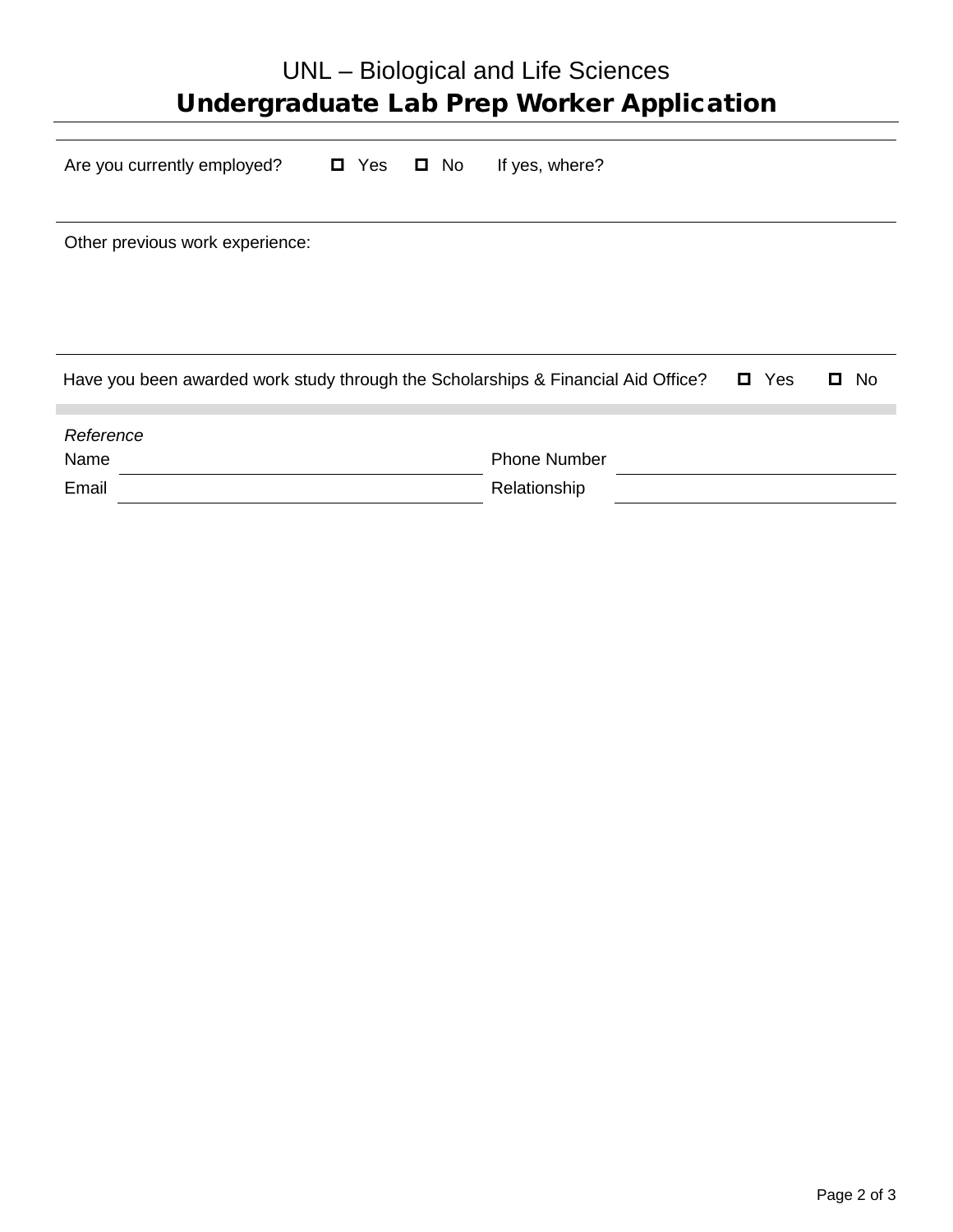UNL – Biological and Life Sciences

# Undergraduate Lab Prep Worker Application

Are you currently employed? ☐ Yes ☐ No If yes, where?

Other previous work experience:

Have you been awarded work study through the Scholarships & Financial Aid Office? ☐ Yes ☐ No

*Reference*

Name ______________________________ Phone Number ______________________

Email ______________________________ Relationship ______________________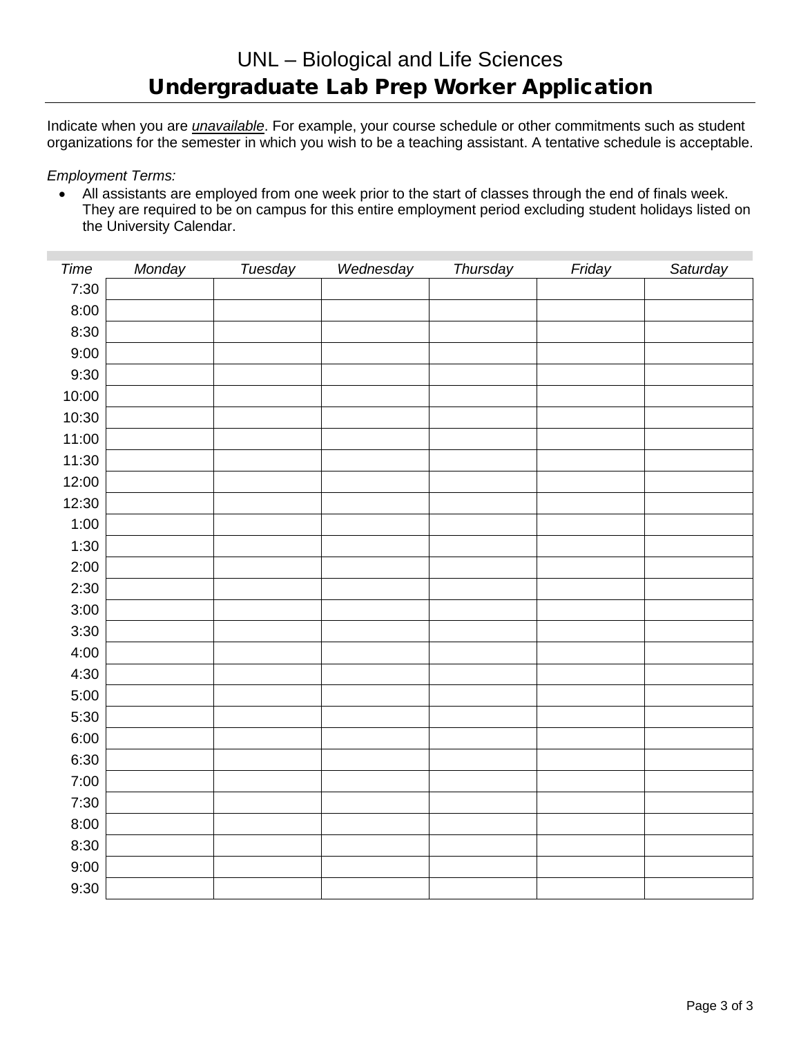# UNL – Biological and Life Sciences

## Undergraduate Lab Prep Worker Application

Indicate when you are ***unavailable***. For example, your course schedule or other commitments such as student organizations for the semester in which you wish to be a teaching assistant. A tentative schedule is acceptable.

*Employment Terms:*

- All assistants are employed from one week prior to the start of classes through the end of finals week. They are required to be on campus for this entire employment period excluding student holidays listed on the University Calendar.

| *Time* | *Monday* | *Tuesday* | *Wednesday* | *Thursday* | *Friday* | *Saturday* |
|---|---|---|---|---|---|---|
| 7:30 | | | | | | |
| 8:00 | | | | | | |
| 8:30 | | | | | | |
| 9:00 | | | | | | |
| 9:30 | | | | | | |
| 10:00 | | | | | | |
| 10:30 | | | | | | |
| 11:00 | | | | | | |
| 11:30 | | | | | | |
| 12:00 | | | | | | |
| 12:30 | | | | | | |
| 1:00 | | | | | | |
| 1:30 | | | | | | |
| 2:00 | | | | | | |
| 2:30 | | | | | | |
| 3:00 | | | | | | |
| 3:30 | | | | | | |
| 4:00 | | | | | | |
| 4:30 | | | | | | |
| 5:00 | | | | | | |
| 5:30 | | | | | | |
| 6:00 | | | | | | |
| 6:30 | | | | | | |
| 7:00 | | | | | | |
| 7:30 | | | | | | |
| 8:00 | | | | | | |
| 8:30 | | | | | | |
| 9:00 | | | | | | |
| 9:30 | | | | | | |